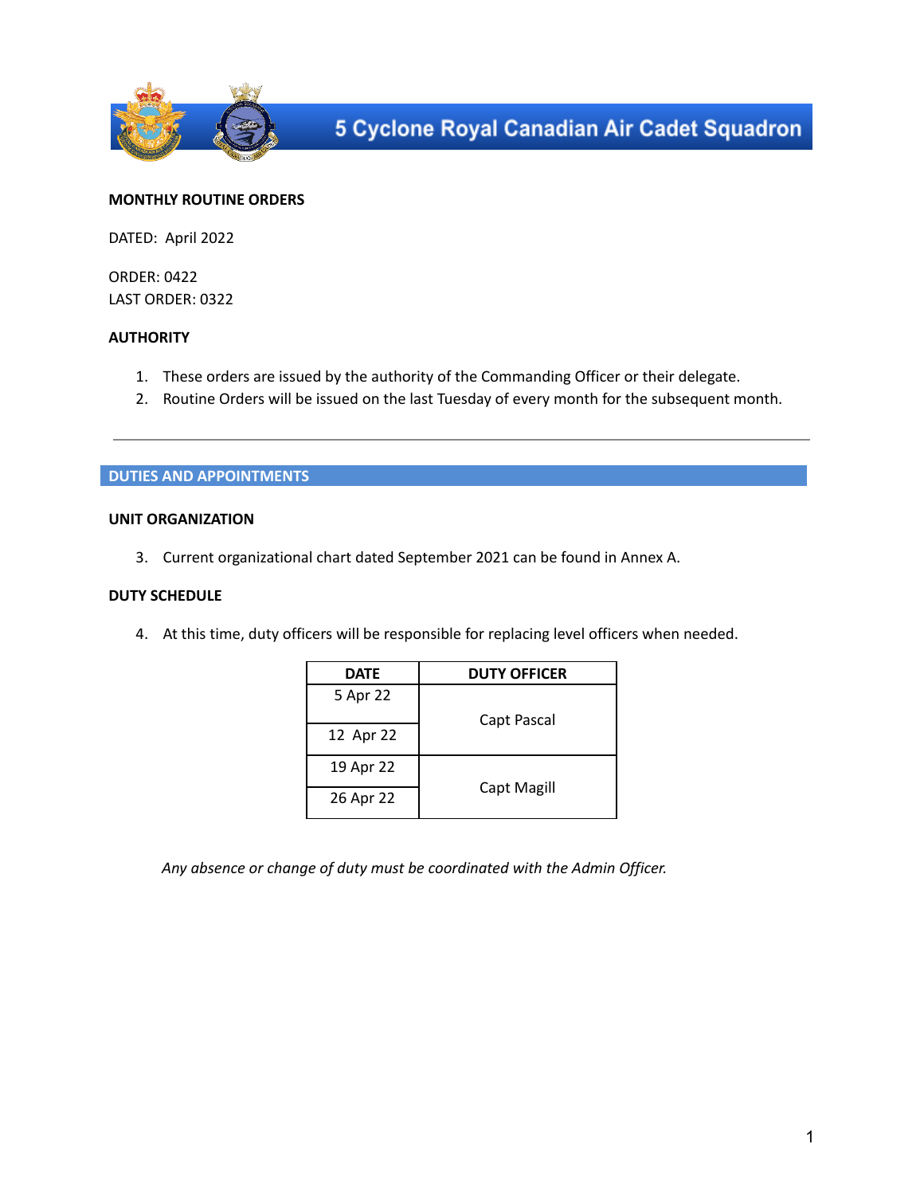# 5 Cyclone Royal Canadian Air Cadet Squadron

**MONTHLY ROUTINE ORDERS**

DATED: April 2022

ORDER: 0422
LAST ORDER: 0322

**AUTHORITY**

1. These orders are issued by the authority of the Commanding Officer or their delegate.
2. Routine Orders will be issued on the last Tuesday of every month for the subsequent month.

---

## DUTIES AND APPOINTMENTS

**UNIT ORGANIZATION**

3. Current organizational chart dated September 2021 can be found in Annex A.

**DUTY SCHEDULE**

4. At this time, duty officers will be responsible for replacing level officers when needed.

| DATE | DUTY OFFICER |
|---|---|
| 5 Apr 22 | Capt Pascal |
| 12 Apr 22 | |
| 19 Apr 22 | Capt Magill |
| 26 Apr 22 | |

*Any absence or change of duty must be coordinated with the Admin Officer.*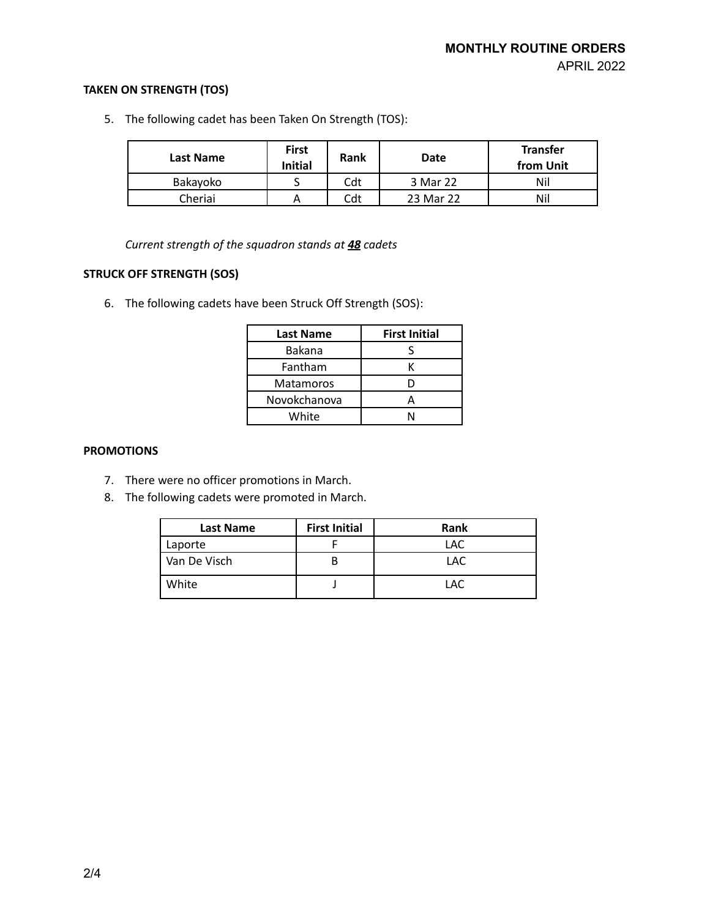### TAKEN ON STRENGTH (TOS)

5. The following cadet has been Taken On Strength (TOS):

| Last Name | First Initial | Rank | Date | Transfer from Unit |
|---|---|---|---|---|
| Bakayoko | S | Cdt | 3 Mar 22 | Nil |
| Cheriai | A | Cdt | 23 Mar 22 | Nil |

*Current strength of the squadron stands at **48** cadets*

### STRUCK OFF STRENGTH (SOS)

6. The following cadets have been Struck Off Strength (SOS):

| Last Name | First Initial |
|---|---|
| Bakana | S |
| Fantham | K |
| Matamoros | D |
| Novokchanova | A |
| White | N |

### PROMOTIONS

7. There were no officer promotions in March.
8. The following cadets were promoted in March.

| Last Name | First Initial | Rank |
|---|---|---|
| Laporte | F | LAC |
| Van De Visch | B | LAC |
| White | J | LAC |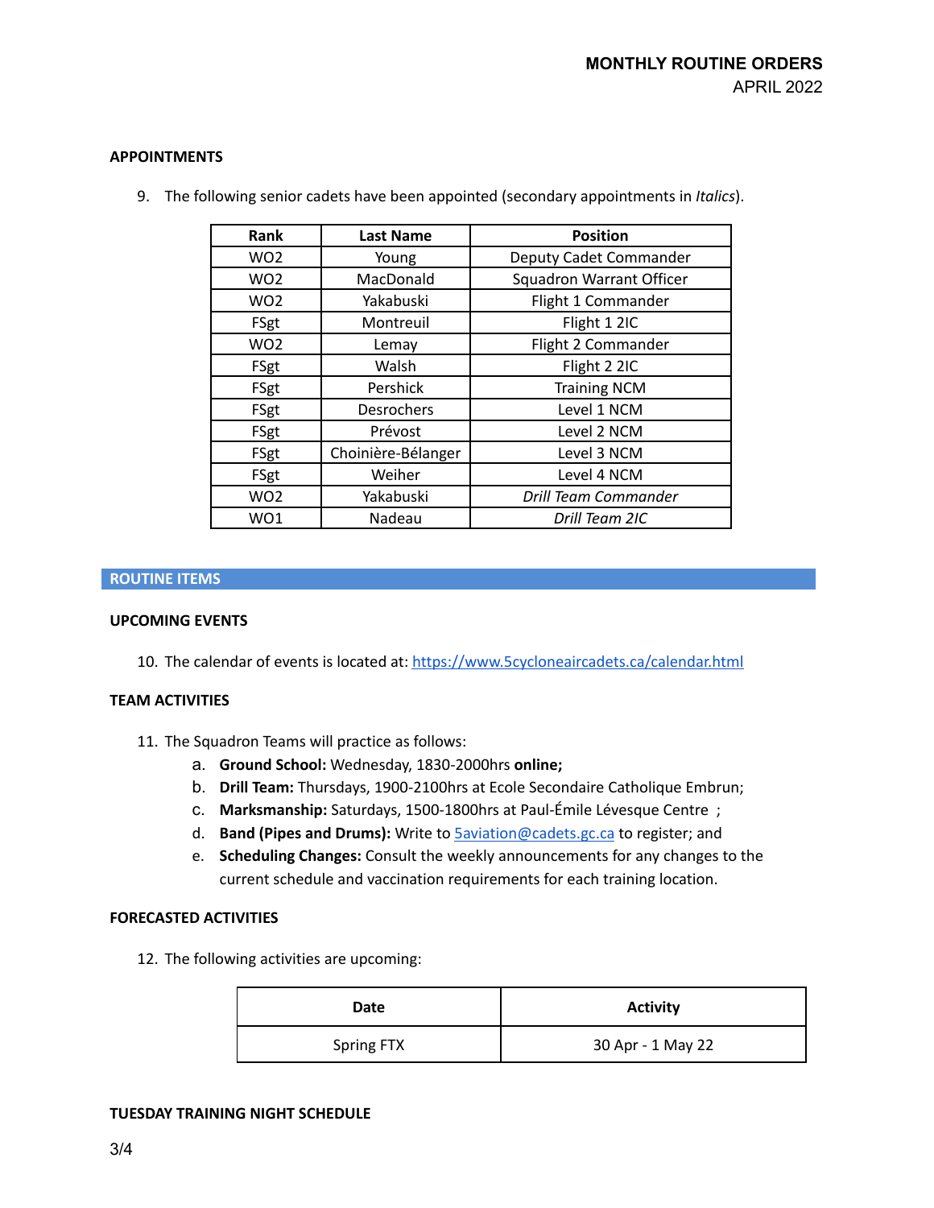### APPOINTMENTS

9. The following senior cadets have been appointed (secondary appointments in *Italics*).

| Rank | Last Name | Position |
|---|---|---|
| WO2 | Young | Deputy Cadet Commander |
| WO2 | MacDonald | Squadron Warrant Officer |
| WO2 | Yakabuski | Flight 1 Commander |
| FSgt | Montreuil | Flight 1 2IC |
| WO2 | Lemay | Flight 2 Commander |
| FSgt | Walsh | Flight 2 2IC |
| FSgt | Pershick | Training NCM |
| FSgt | Desrochers | Level 1 NCM |
| FSgt | Prévost | Level 2 NCM |
| FSgt | Choinière-Bélanger | Level 3 NCM |
| FSgt | Weiher | Level 4 NCM |
| WO2 | Yakabuski | *Drill Team Commander* |
| WO1 | Nadeau | *Drill Team 2IC* |

## ROUTINE ITEMS

### UPCOMING EVENTS

10. The calendar of events is located at: https://www.5cycloneaircadets.ca/calendar.html

### TEAM ACTIVITIES

11. The Squadron Teams will practice as follows:
   a. **Ground School:** Wednesday, 1830-2000hrs **online;**
   b. **Drill Team:** Thursdays, 1900-2100hrs at Ecole Secondaire Catholique Embrun;
   c. **Marksmanship:** Saturdays, 1500-1800hrs at Paul-Émile Lévesque Centre ;
   d. **Band (Pipes and Drums):** Write to 5aviation@cadets.gc.ca to register; and
   e. **Scheduling Changes:** Consult the weekly announcements for any changes to the current schedule and vaccination requirements for each training location.

### FORECASTED ACTIVITIES

12. The following activities are upcoming:

| Date | Activity |
|---|---|
| Spring FTX | 30 Apr - 1 May 22 |

### TUESDAY TRAINING NIGHT SCHEDULE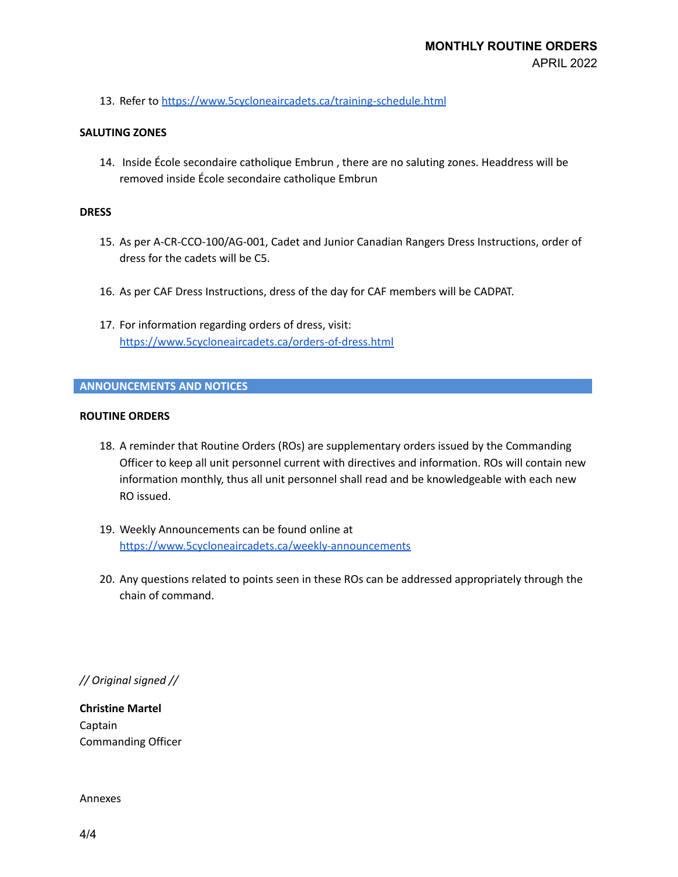13. Refer to https://www.5cycloneaircadets.ca/training-schedule.html

**SALUTING ZONES**

14. Inside École secondaire catholique Embrun , there are no saluting zones. Headdress will be removed inside École secondaire catholique Embrun

**DRESS**

15. As per A-CR-CCO-100/AG-001, Cadet and Junior Canadian Rangers Dress Instructions, order of dress for the cadets will be C5.

16. As per CAF Dress Instructions, dress of the day for CAF members will be CADPAT.

17. For information regarding orders of dress, visit: https://www.5cycloneaircadets.ca/orders-of-dress.html

## ANNOUNCEMENTS AND NOTICES

**ROUTINE ORDERS**

18. A reminder that Routine Orders (ROs) are supplementary orders issued by the Commanding Officer to keep all unit personnel current with directives and information. ROs will contain new information monthly, thus all unit personnel shall read and be knowledgeable with each new RO issued.

19. Weekly Announcements can be found online at https://www.5cycloneaircadets.ca/weekly-announcements

20. Any questions related to points seen in these ROs can be addressed appropriately through the chain of command.

*// Original signed //*

**Christine Martel**
Captain
Commanding Officer

Annexes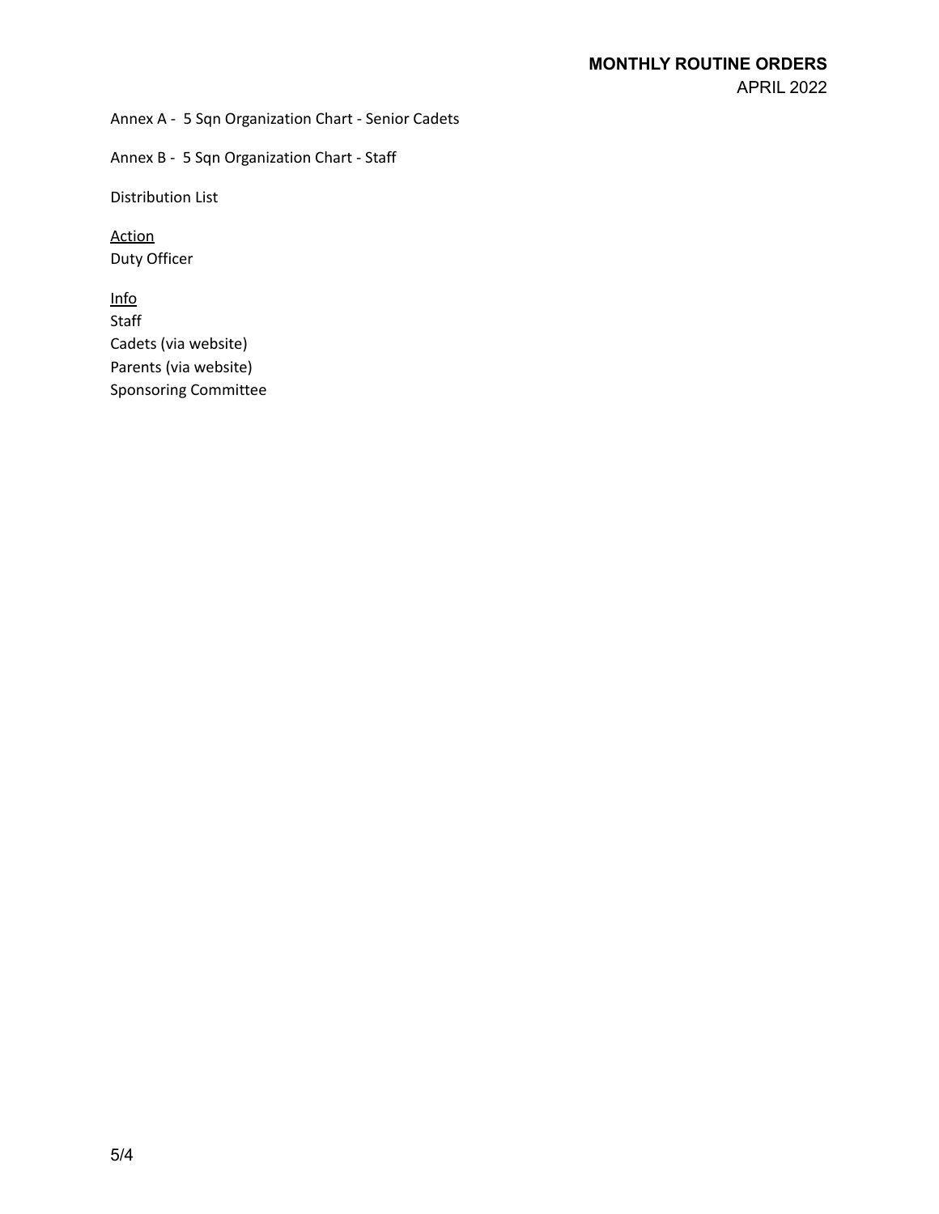Annex A - 5 Sqn Organization Chart - Senior Cadets

Annex B - 5 Sqn Organization Chart - Staff

Distribution List

<u>Action</u>
Duty Officer

<u>Info</u>
Staff
Cadets (via website)
Parents (via website)
Sponsoring Committee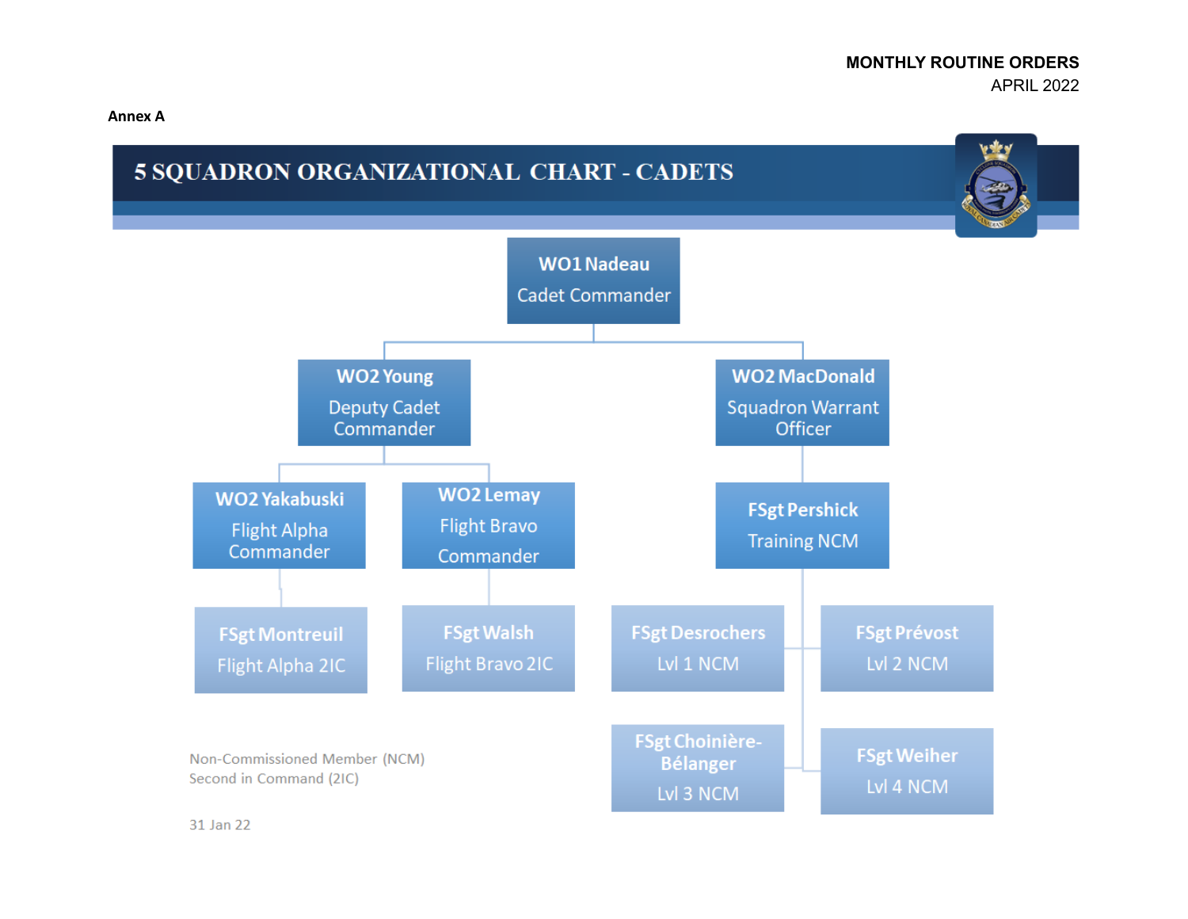**MONTHLY ROUTINE ORDERS**
APRIL 2022

**Annex A**

# 5 SQUADRON ORGANIZATIONAL CHART - CADETS

- **WO1 Nadeau** – Cadet Commander
  - **WO2 Young** – Deputy Cadet Commander
    - **WO2 Yakabuski** – Flight Alpha Commander
      - **FSgt Montreuil** – Flight Alpha 2IC
    - **WO2 Lemay** – Flight Bravo Commander
      - **FSgt Walsh** – Flight Bravo 2IC
  - **WO2 MacDonald** – Squadron Warrant Officer
    - **FSgt Pershick** – Training NCM
      - **FSgt Desrochers** – Lvl 1 NCM
      - **FSgt Prévost** – Lvl 2 NCM
      - **FSgt Choinière-Bélanger** – Lvl 3 NCM
      - **FSgt Weiher** – Lvl 4 NCM

Non-Commissioned Member (NCM)
Second in Command (2IC)

31 Jan 22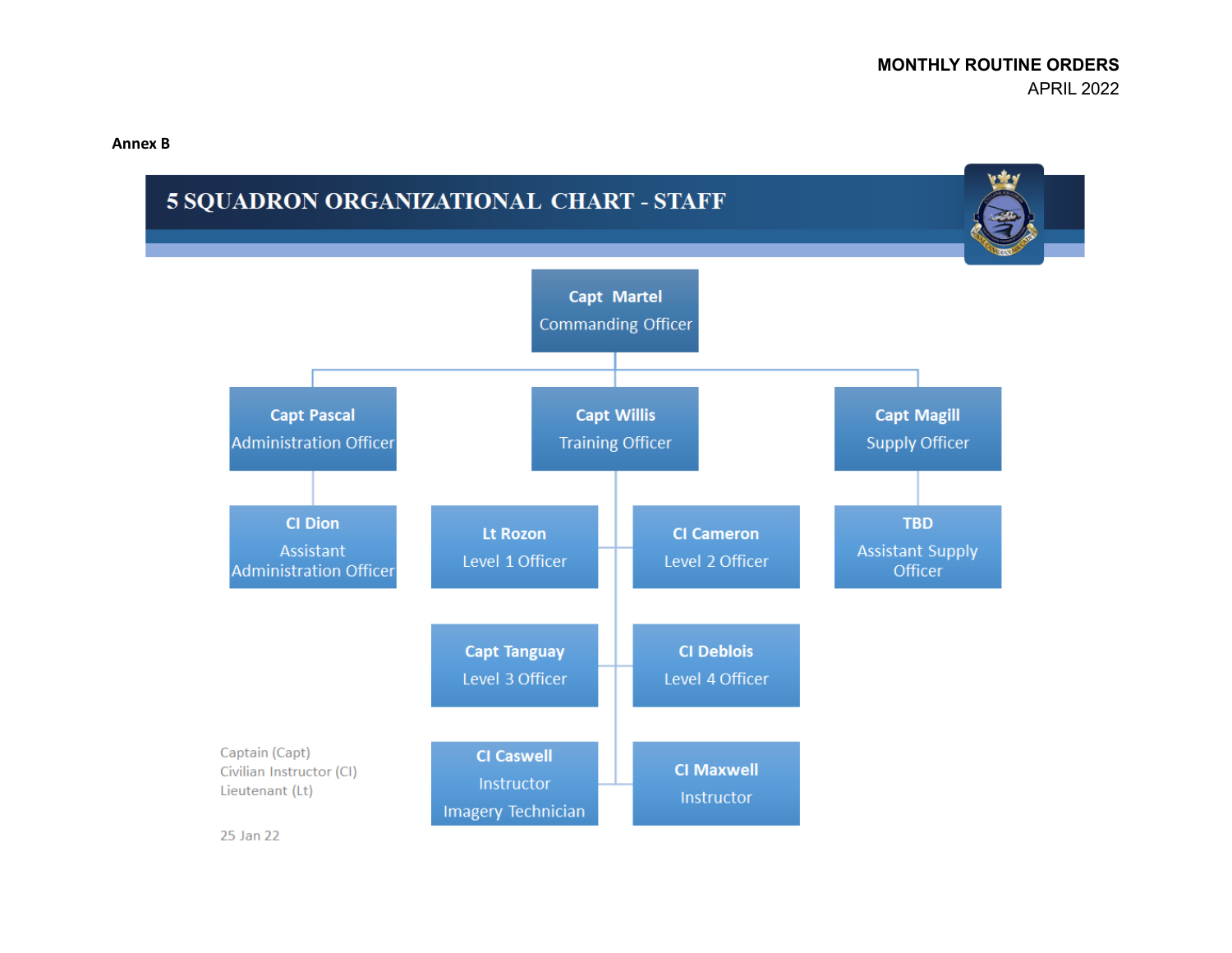**MONTHLY ROUTINE ORDERS**
APRIL 2022

**Annex B**

# 5 SQUADRON ORGANIZATIONAL CHART - STAFF

**Capt Martel**
Commanding Officer

**Capt Pascal**
Administration Officer

**Capt Willis**
Training Officer

**Capt Magill**
Supply Officer

**CI Dion**
Assistant Administration Officer

**Lt Rozon**
Level 1 Officer

**CI Cameron**
Level 2 Officer

**TBD**
Assistant Supply Officer

**Capt Tanguay**
Level 3 Officer

**CI Deblois**
Level 4 Officer

**CI Caswell**
Instructor
Imagery Technician

**CI Maxwell**
Instructor

Captain (Capt)
Civilian Instructor (CI)
Lieutenant (Lt)

25 Jan 22